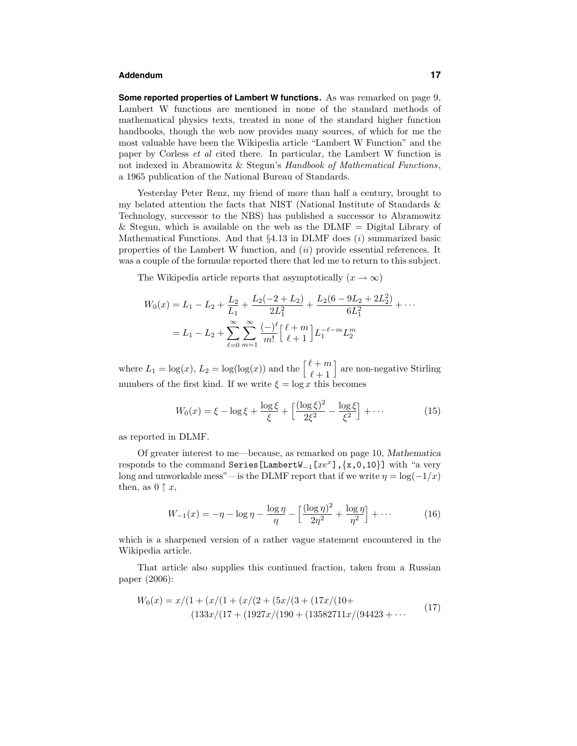**Some reported properties of Lambert W functions.** As was remarked on page 9, Lambert W functions are mentioned in none of the standard methods of mathematical physics texts, treated in none of the standard higher function handbooks, though the web now provides many sources, of which for me the most valuable have been the Wikipedia article "Lambert W Function" and the paper by Corless *et al* cited there. In particular, the Lambert W function is not indexed in Abramowitz & Stegun's *Handbook of Mathematical Functions*, a 1965 publication of the National Bureau of Standards.

Yesterday Peter Renz, my friend of more than half a century, brought to my belated attention the facts that NIST (National Institute of Standards & Technology, successor to the NBS) has published a successor to Abramowitz & Stegun, which is available on the web as the DLMF = Digital Library of Mathematical Functions. And that §4.13 in DLMF does (*i*) summarized basic properties of the Lambert W function, and (*ii*) provide essential references. It was a couple of the formulæ reported there that led me to return to this subject.

The Wikipedia article reports that asymptotically ($x \to \infty$)

$$
\begin{aligned}
W_0(x) &= L_1 - L_2 + \frac{L_2}{L_1} + \frac{L_2(-2+L_2)}{2L_1^2} + \frac{L_2(6-9L_2+2L_2^2)}{6L_1^2} + \cdots \\
&= L_1 - L_2 + \sum_{\ell=0}^{\infty}\sum_{m=1}^{\infty} \frac{(-)^\ell}{m!}\begin{bmatrix} \ell+m \\ \ell+1 \end{bmatrix} L_1^{-\ell-m} L_2^m
\end{aligned}
$$

where $L_1 = \log(x)$, $L_2 = \log(\log(x))$ and the $\begin{bmatrix} \ell+m \\ \ell+1 \end{bmatrix}$ are non-negative Stirling numbers of the first kind. If we write $\xi = \log x$ this becomes

$$
W_0(x) = \xi - \log\xi + \frac{\log\xi}{\xi} + \Big[\frac{(\log\xi)^2}{2\xi^2} - \frac{\log\xi}{\xi^2}\Big] + \cdots \tag{15}
$$

as reported in DLMF.

Of greater interest to me—because, as remarked on page 10, *Mathematica* responds to the command `Series[LambertW`$_{-1}$`[`$xe^x$`],{x,0,10}]` with "a very long and unworkable mess"—is the DLMF report that if we write $\eta = \log(-1/x)$ then, as $0 \uparrow x$,

$$
W_{-1}(x) = -\eta - \log\eta - \frac{\log\eta}{\eta} - \Big[\frac{(\log\eta)^2}{2\eta^2} + \frac{\log\eta}{\eta^2}\Big] + \cdots \tag{16}
$$

which is a sharpened version of a rather vague statement encountered in the Wikipedia article.

That article also supplies this continued fraction, taken from a Russian paper (2006):

$$
\begin{aligned}
W_0(x) = x/(1+(x/(1+(x/(2+(5x/(3+(17x/(10+ \\
(133x/(17+(1927x/(190+(13582711x/(94423+\cdots
\end{aligned}
\tag{17}
$$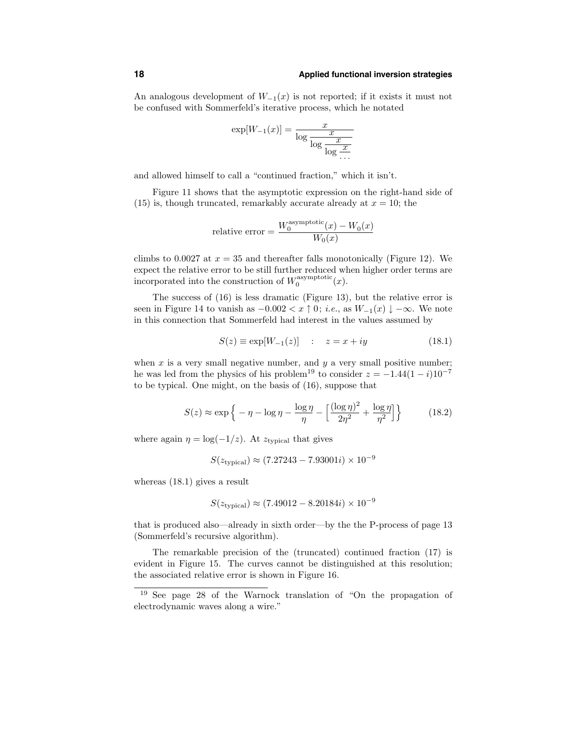An analogous development of $W_{-1}(x)$ is not reported; if it exists it must not be confused with Sommerfeld's iterative process, which he notated

$$\exp[W_{-1}(x)] = \cfrac{x}{\log \cfrac{x}{\log \cfrac{x}{\log \cfrac{x}{\cdots}}}}$$

and allowed himself to call a "continued fraction," which it isn't.

Figure 11 shows that the asymptotic expression on the right-hand side of (15) is, though truncated, remarkably accurate already at $x = 10$; the

$$\text{relative error} = \frac{W_0^{\text{asymptotic}}(x) - W_0(x)}{W_0(x)}$$

climbs to 0.0027 at $x = 35$ and thereafter falls monotonically (Figure 12). We expect the relative error to be still further reduced when higher order terms are incorporated into the construction of $W_0^{\text{asymptotic}}(x)$.

The success of (16) is less dramatic (Figure 13), but the relative error is seen in Figure 14 to vanish as $-0.002 < x \uparrow 0$; *i.e.*, as $W_{-1}(x) \downarrow -\infty$. We note in this connection that Sommerfeld had interest in the values assumed by

$$S(z) \equiv \exp[W_{-1}(z)] \quad : \quad z = x + iy \tag{18.1}$$

when $x$ is a very small negative number, and $y$ a very small positive number; he was led from the physics of his problem[19] to consider $z = -1.44(1 - i)10^{-7}$ to be typical. One might, on the basis of (16), suppose that

$$S(z) \approx \exp\Big\{ -\eta - \log\eta - \frac{\log\eta}{\eta} - \Big[\frac{(\log\eta)^2}{2\eta^2} + \frac{\log\eta}{\eta^2}\Big]\Big\} \tag{18.2}$$

where again $\eta = \log(-1/z)$. At $z_{\text{typical}}$ that gives

$$S(z_{\text{typical}}) \approx (7.27243 - 7.93001i) \times 10^{-9}$$

whereas (18.1) gives a result

$$S(z_{\text{typical}}) \approx (7.49012 - 8.20184i) \times 10^{-9}$$

that is produced also—already in sixth order—by the the P-process of page 13 (Sommerfeld's recursive algorithm).

The remarkable precision of the (truncated) continued fraction (17) is evident in Figure 15. The curves cannot be distinguished at this resolution; the associated relative error is shown in Figure 16.

---

[19] See page 28 of the Warnock translation of "On the propagation of electrodynamic waves along a wire."